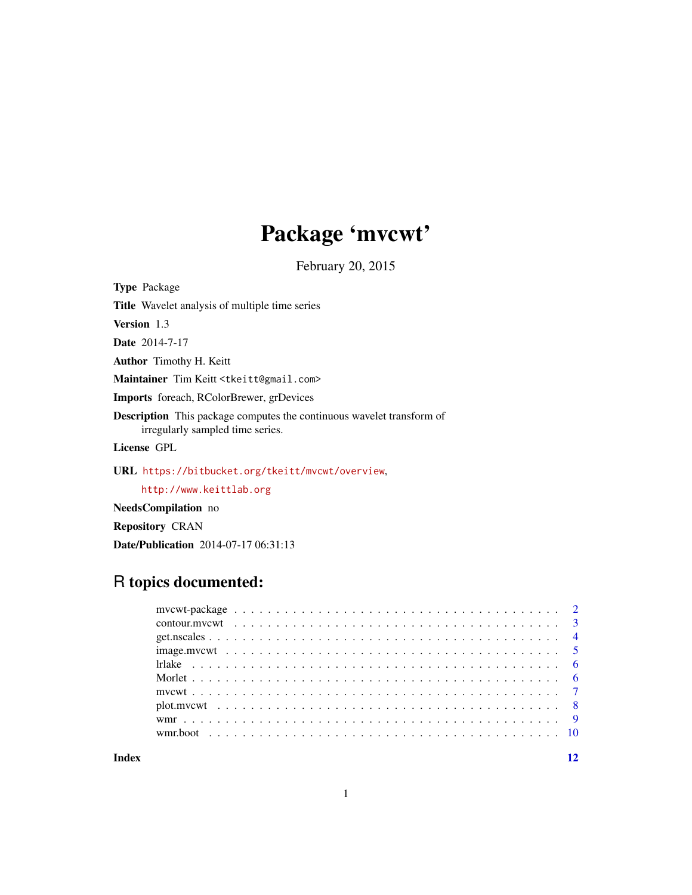# Package 'mvcwt'

February 20, 2015

**Type** Package

**Title** Wavelet analysis of multiple time series

**Version** 1.3

**Date** 2014-7-17

**Author** Timothy H. Keitt

**Maintainer** Tim Keitt <tkeitt@gmail.com>

**Imports** foreach, RColorBrewer, grDevices

**Description** This package computes the continuous wavelet transform of irregularly sampled time series.

**License** GPL

**URL** https://bitbucket.org/tkeitt/mvcwt/overview, http://www.keittlab.org

**NeedsCompilation** no

**Repository** CRAN

**Date/Publication** 2014-07-17 06:31:13

## R topics documented:

- mvcwt-package . . . . . . . . . . 2
- contour.mvcwt . . . . . . . . . . 3
- get.nscales . . . . . . . . . . 4
- image.mvcwt . . . . . . . . . . 5
- lrlake . . . . . . . . . . 6
- Morlet . . . . . . . . . . 6
- mvcwt . . . . . . . . . . 7
- plot.mvcwt . . . . . . . . . . 8
- wmr . . . . . . . . . . 9
- wmr.boot . . . . . . . . . . 10

**Index** **12**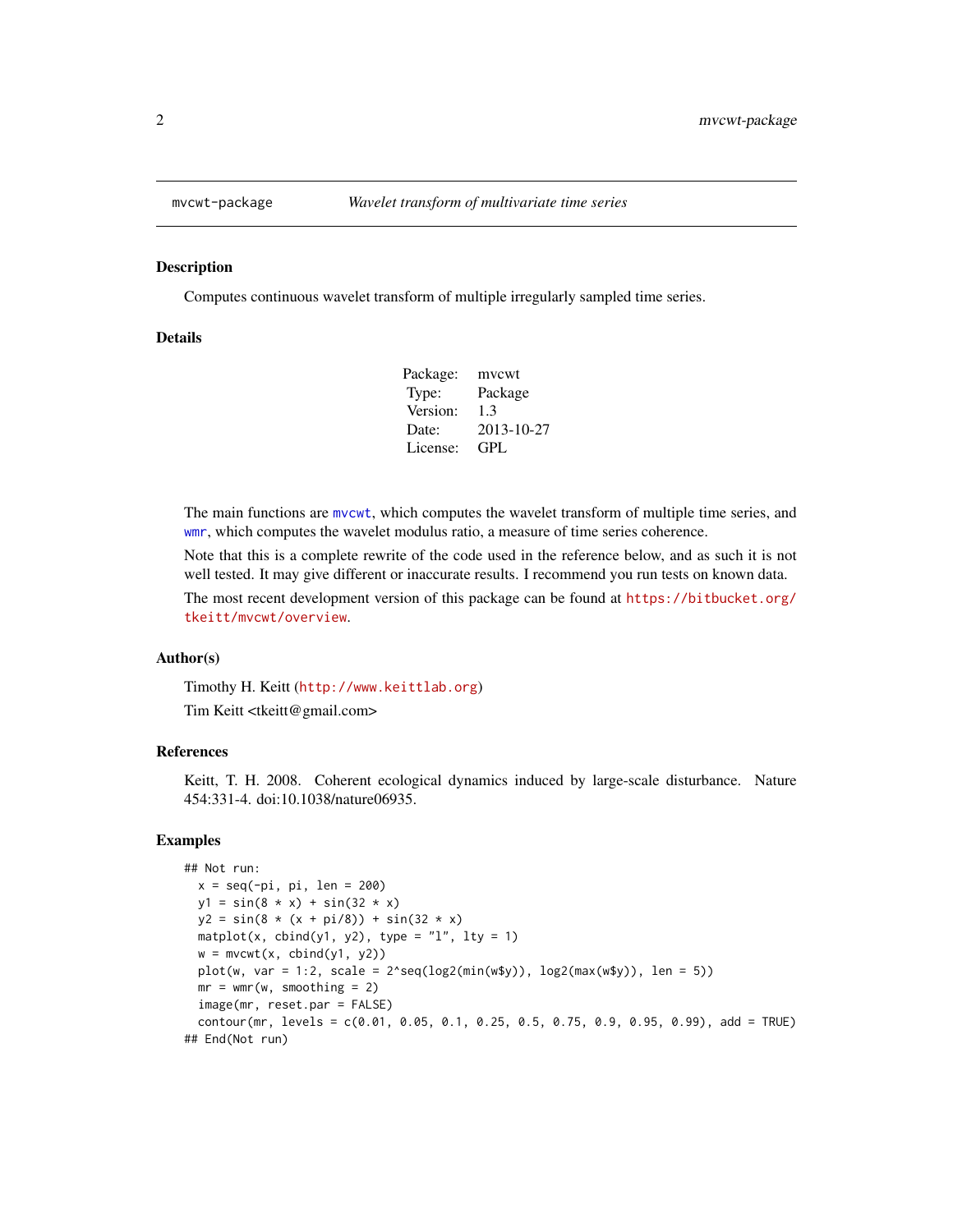mvcwt-package — *Wavelet transform of multivariate time series*

## Description

Computes continuous wavelet transform of multiple irregularly sampled time series.

## Details

| | |
|---|---|
| Package: | mvcwt |
| Type: | Package |
| Version: | 1.3 |
| Date: | 2013-10-27 |
| License: | GPL |

The main functions are mvcwt, which computes the wavelet transform of multiple time series, and wmr, which computes the wavelet modulus ratio, a measure of time series coherence.

Note that this is a complete rewrite of the code used in the reference below, and as such it is not well tested. It may give different or inaccurate results. I recommend you run tests on known data.

The most recent development version of this package can be found at https://bitbucket.org/tkeitt/mvcwt/overview.

## Author(s)

Timothy H. Keitt (http://www.keittlab.org)

Tim Keitt <tkeitt@gmail.com>

## References

Keitt, T. H. 2008. Coherent ecological dynamics induced by large-scale disturbance. Nature 454:331-4. doi:10.1038/nature06935.

## Examples

```
## Not run:
  x = seq(-pi, pi, len = 200)
  y1 = sin(8 * x) + sin(32 * x)
  y2 = sin(8 * (x + pi/8)) + sin(32 * x)
  matplot(x, cbind(y1, y2), type = "l", lty = 1)
  w = mvcwt(x, cbind(y1, y2))
  plot(w, var = 1:2, scale = 2^seq(log2(min(w$y)), log2(max(w$y)), len = 5))
  mr = wmr(w, smoothing = 2)
  image(mr, reset.par = FALSE)
  contour(mr, levels = c(0.01, 0.05, 0.1, 0.25, 0.5, 0.75, 0.9, 0.95, 0.99), add = TRUE)
## End(Not run)
```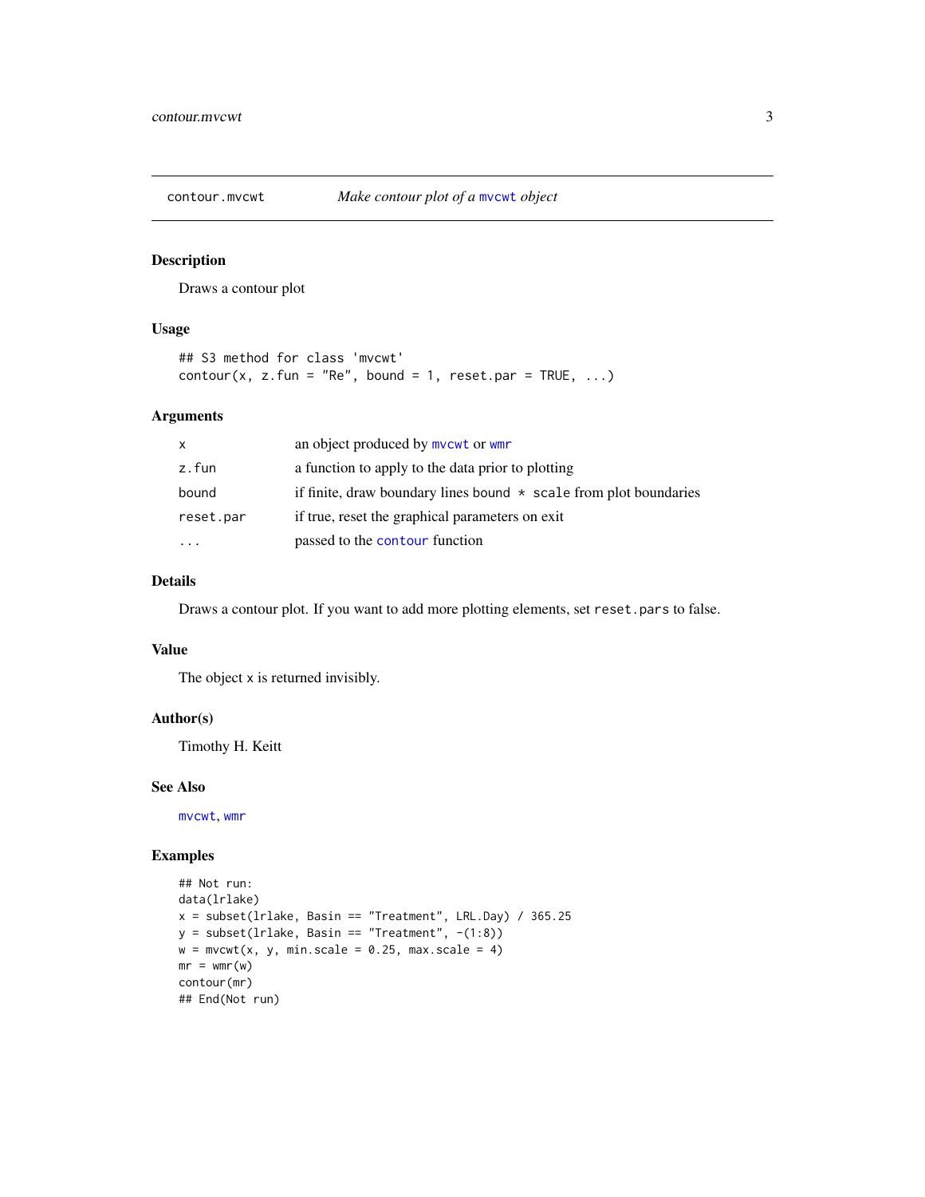contour.mvcwt — *Make contour plot of a mvcwt object*

## Description

Draws a contour plot

## Usage

```
## S3 method for class 'mvcwt'
contour(x, z.fun = "Re", bound = 1, reset.par = TRUE, ...)
```

## Arguments

| | |
|---|---|
| `x` | an object produced by `mvcwt` or `wmr` |
| `z.fun` | a function to apply to the data prior to plotting |
| `bound` | if finite, draw boundary lines bound `*` `scale` from plot boundaries |
| `reset.par` | if true, reset the graphical parameters on exit |
| `...` | passed to the `contour` function |

## Details

Draws a contour plot. If you want to add more plotting elements, set `reset.pars` to false.

## Value

The object `x` is returned invisibly.

## Author(s)

Timothy H. Keitt

## See Also

`mvcwt`, `wmr`

## Examples

```
## Not run:
data(lrlake)
x = subset(lrlake, Basin == "Treatment", LRL.Day) / 365.25
y = subset(lrlake, Basin == "Treatment", -(1:8))
w = mvcwt(x, y, min.scale = 0.25, max.scale = 4)
mr = wmr(w)
contour(mr)
## End(Not run)
```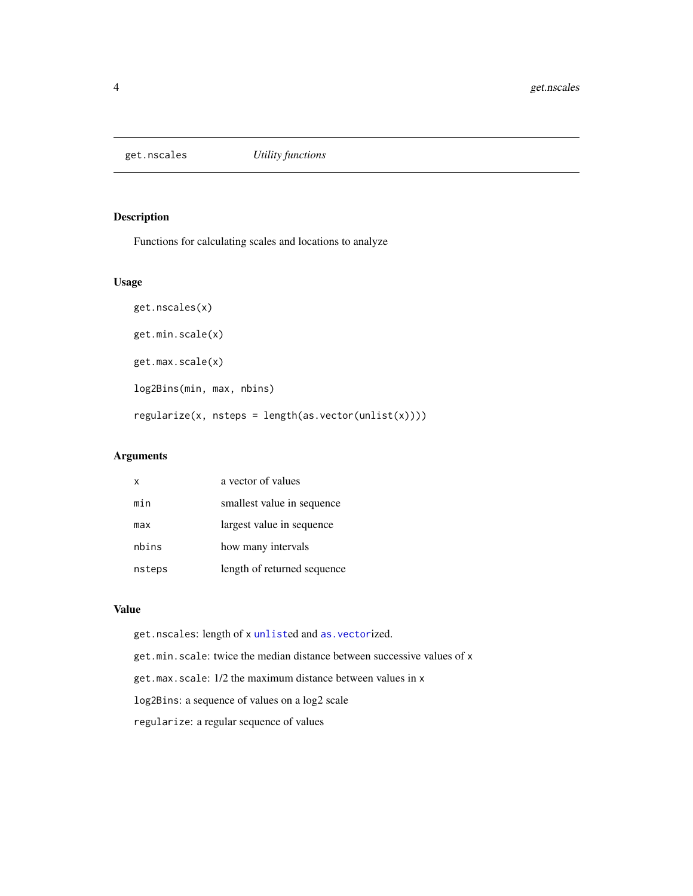## get.nscales    *Utility functions*

### Description

Functions for calculating scales and locations to analyze

### Usage

```
get.nscales(x)

get.min.scale(x)

get.max.scale(x)

log2Bins(min, max, nbins)

regularize(x, nsteps = length(as.vector(unlist(x))))
```

### Arguments

| | |
|---|---|
| `x` | a vector of values |
| `min` | smallest value in sequence |
| `max` | largest value in sequence |
| `nbins` | how many intervals |
| `nsteps` | length of returned sequence |

### Value

`get.nscales`: length of `x` `unlist`ed and `as.vector`ized.

`get.min.scale`: twice the median distance between successive values of `x`

`get.max.scale`: 1/2 the maximum distance between values in `x`

`log2Bins`: a sequence of values on a log2 scale

`regularize`: a regular sequence of values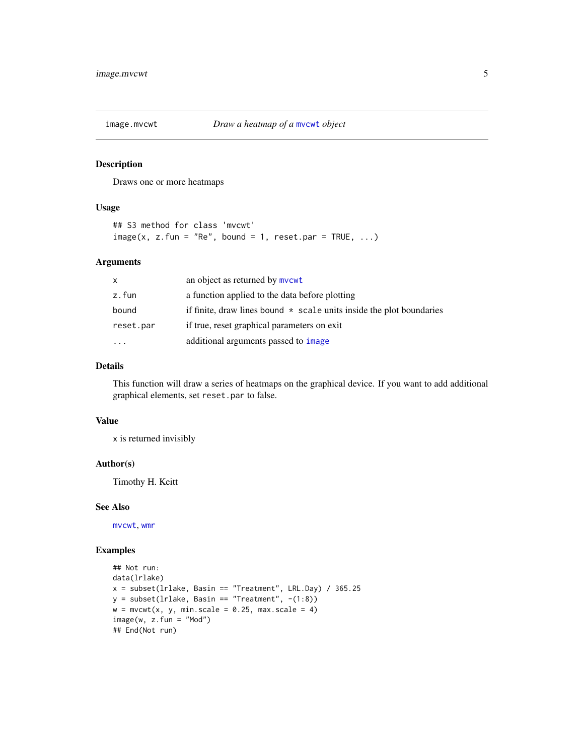# image.mvcwt — *Draw a heatmap of a mvcwt object*

## Description

Draws one or more heatmaps

## Usage

```
## S3 method for class 'mvcwt'
image(x, z.fun = "Re", bound = 1, reset.par = TRUE, ...)
```

## Arguments

| | |
|---|---|
| `x` | an object as returned by `mvcwt` |
| `z.fun` | a function applied to the data before plotting |
| `bound` | if finite, draw lines `bound * scale` units inside the plot boundaries |
| `reset.par` | if true, reset graphical parameters on exit |
| `...` | additional arguments passed to `image` |

## Details

This function will draw a series of heatmaps on the graphical device. If you want to add additional graphical elements, set `reset.par` to false.

## Value

x is returned invisibly

## Author(s)

Timothy H. Keitt

## See Also

`mvcwt`, `wmr`

## Examples

```
## Not run:
data(lrlake)
x = subset(lrlake, Basin == "Treatment", LRL.Day) / 365.25
y = subset(lrlake, Basin == "Treatment", -(1:8))
w = mvcwt(x, y, min.scale = 0.25, max.scale = 4)
image(w, z.fun = "Mod")
## End(Not run)
```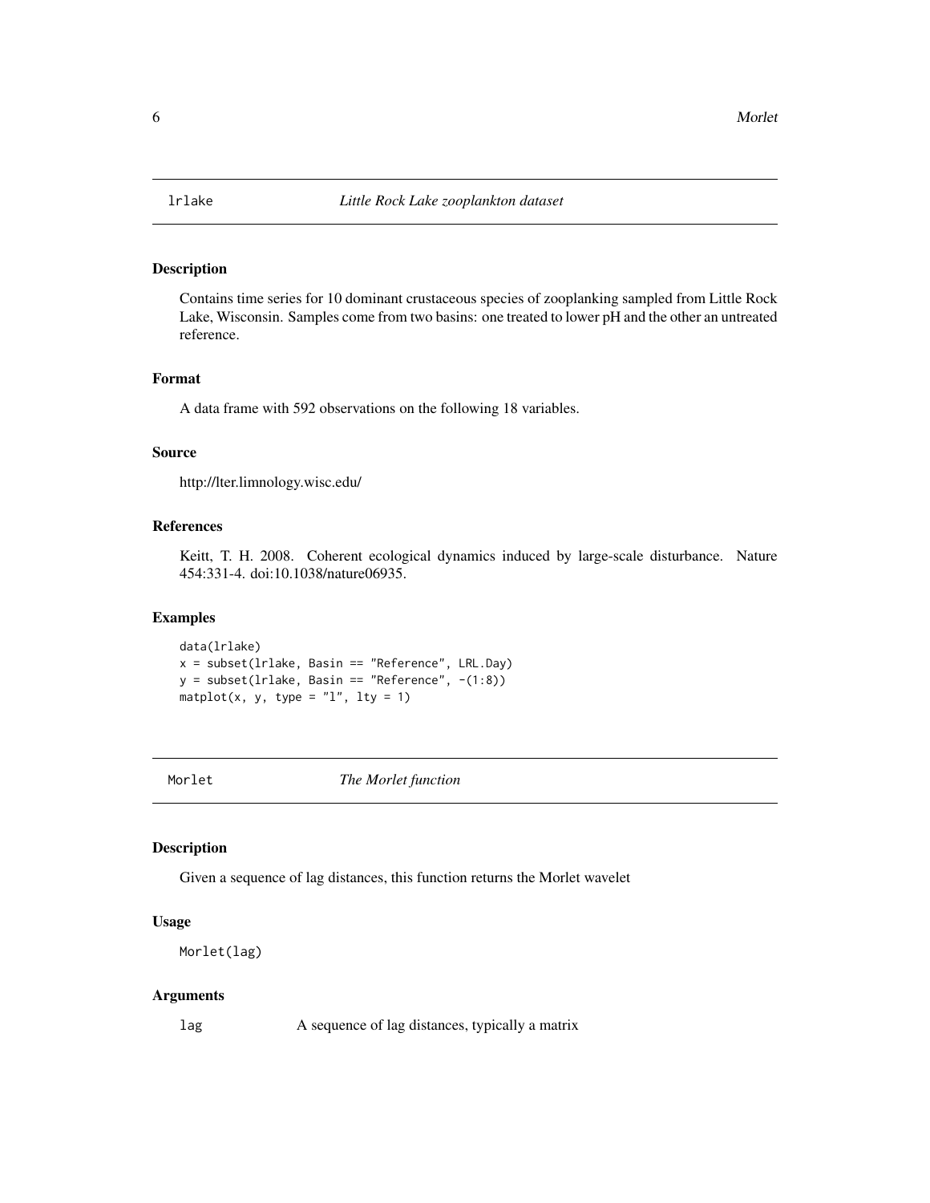## lrlake — *Little Rock Lake zooplankton dataset*

### Description

Contains time series for 10 dominant crustaceous species of zooplanking sampled from Little Rock Lake, Wisconsin. Samples come from two basins: one treated to lower pH and the other an untreated reference.

### Format

A data frame with 592 observations on the following 18 variables.

### Source

http://lter.limnology.wisc.edu/

### References

Keitt, T. H. 2008. Coherent ecological dynamics induced by large-scale disturbance. Nature 454:331-4. doi:10.1038/nature06935.

### Examples

```
data(lrlake)
x = subset(lrlake, Basin == "Reference", LRL.Day)
y = subset(lrlake, Basin == "Reference", -(1:8))
matplot(x, y, type = "l", lty = 1)
```

## Morlet — *The Morlet function*

### Description

Given a sequence of lag distances, this function returns the Morlet wavelet

### Usage

```
Morlet(lag)
```

### Arguments

| | |
|---|---|
| lag | A sequence of lag distances, typically a matrix |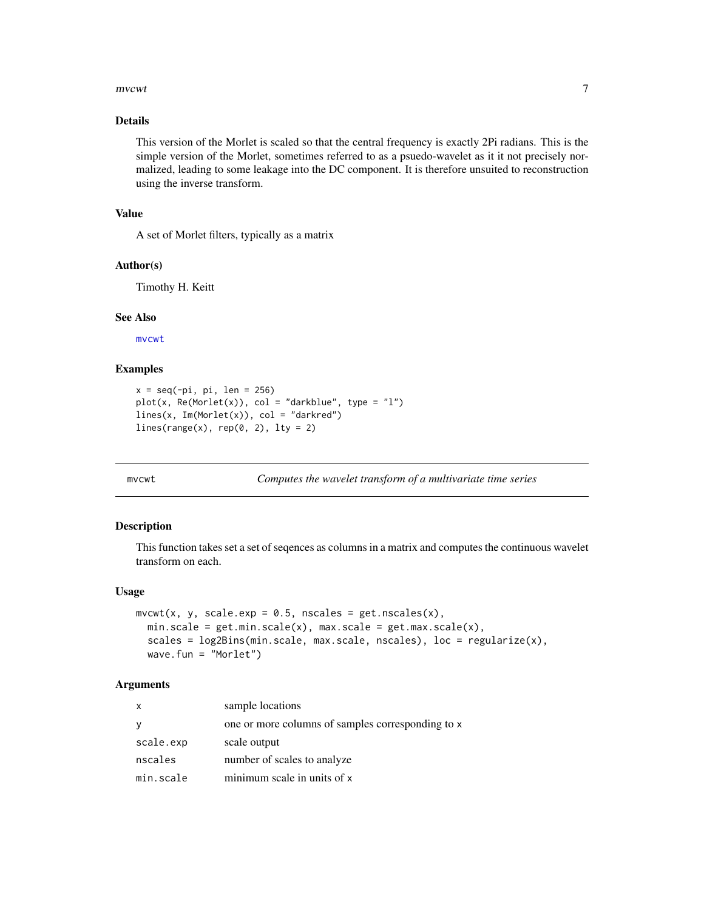## Details

This version of the Morlet is scaled so that the central frequency is exactly 2Pi radians. This is the simple version of the Morlet, sometimes referred to as a psuedo-wavelet as it it not precisely normalized, leading to some leakage into the DC component. It is therefore unsuited to reconstruction using the inverse transform.

## Value

A set of Morlet filters, typically as a matrix

## Author(s)

Timothy H. Keitt

## See Also

mvcwt

## Examples

```
x = seq(-pi, pi, len = 256)
plot(x, Re(Morlet(x)), col = "darkblue", type = "l")
lines(x, Im(Morlet(x)), col = "darkred")
lines(range(x), rep(0, 2), lty = 2)
```

---

# mvcwt *Computes the wavelet transform of a multivariate time series*

## Description

This function takes set a set of seqences as columns in a matrix and computes the continuous wavelet transform on each.

## Usage

```
mvcwt(x, y, scale.exp = 0.5, nscales = get.nscales(x),
  min.scale = get.min.scale(x), max.scale = get.max.scale(x),
  scales = log2Bins(min.scale, max.scale, nscales), loc = regularize(x),
  wave.fun = "Morlet")
```

## Arguments

| | |
|---|---|
| x | sample locations |
| y | one or more columns of samples corresponding to x |
| scale.exp | scale output |
| nscales | number of scales to analyze |
| min.scale | minimum scale in units of x |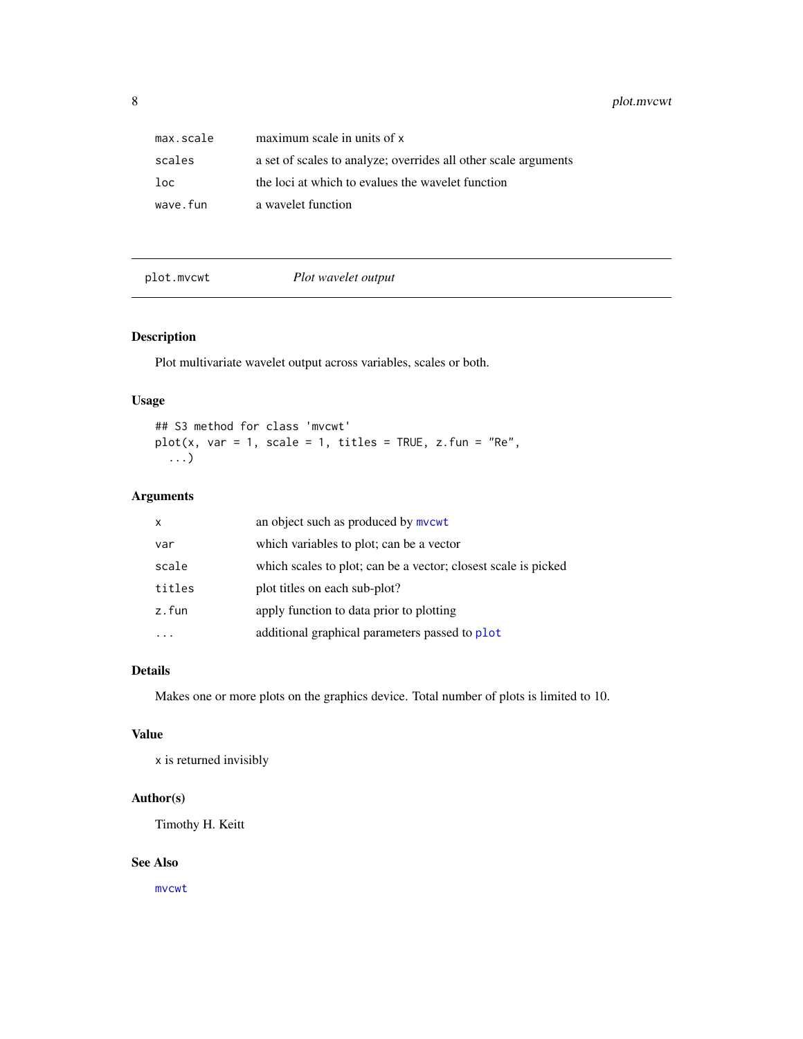| | |
|---|---|
| max.scale | maximum scale in units of x |
| scales | a set of scales to analyze; overrides all other scale arguments |
| loc | the loci at which to evalues the wavelet function |
| wave.fun | a wavelet function |

## plot.mvcwt — *Plot wavelet output*

### Description

Plot multivariate wavelet output across variables, scales or both.

### Usage

```
## S3 method for class 'mvcwt'
plot(x, var = 1, scale = 1, titles = TRUE, z.fun = "Re",
  ...)
```

### Arguments

| | |
|---|---|
| x | an object such as produced by mvcwt |
| var | which variables to plot; can be a vector |
| scale | which scales to plot; can be a vector; closest scale is picked |
| titles | plot titles on each sub-plot? |
| z.fun | apply function to data prior to plotting |
| ... | additional graphical parameters passed to plot |

### Details

Makes one or more plots on the graphics device. Total number of plots is limited to 10.

### Value

x is returned invisibly

### Author(s)

Timothy H. Keitt

### See Also

mvcwt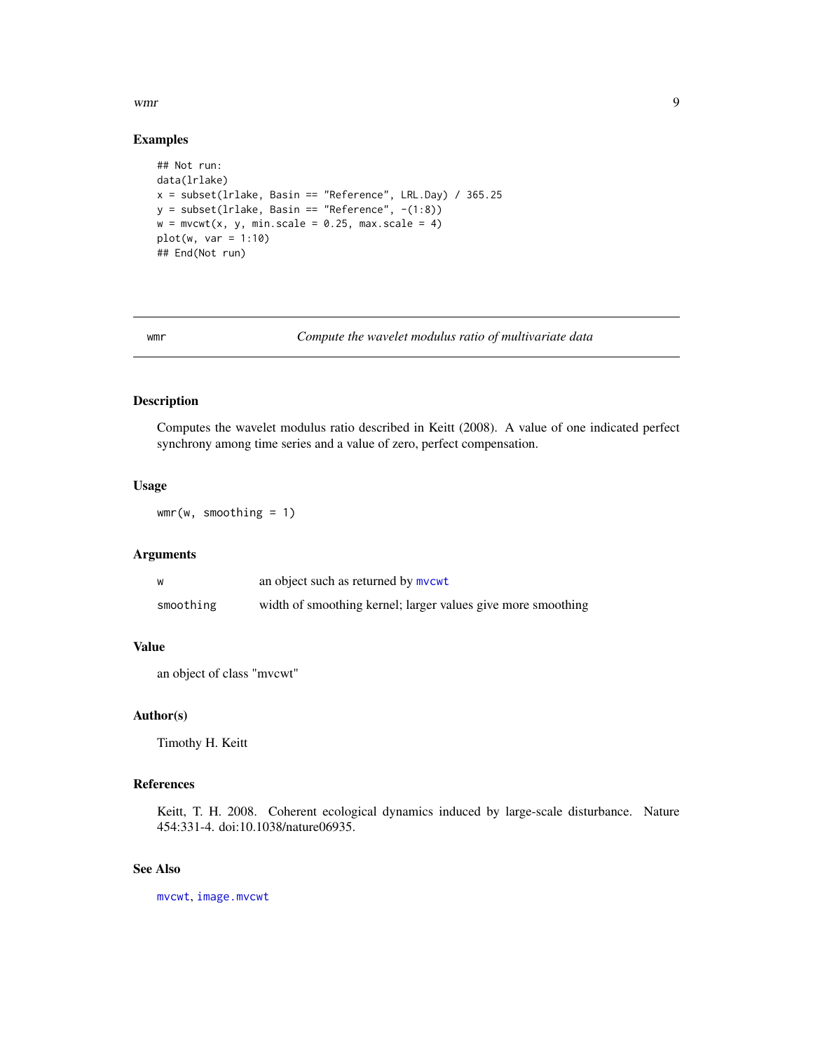## Examples

```
## Not run:
data(lrlake)
x = subset(lrlake, Basin == "Reference", LRL.Day) / 365.25
y = subset(lrlake, Basin == "Reference", -(1:8))
w = mvcwt(x, y, min.scale = 0.25, max.scale = 4)
plot(w, var = 1:10)
## End(Not run)
```

---

# wmr — *Compute the wavelet modulus ratio of multivariate data*

---

## Description

Computes the wavelet modulus ratio described in Keitt (2008). A value of one indicated perfect synchrony among time series and a value of zero, perfect compensation.

## Usage

```
wmr(w, smoothing = 1)
```

## Arguments

| | |
|---|---|
| `w` | an object such as returned by `mvcwt` |
| `smoothing` | width of smoothing kernel; larger values give more smoothing |

## Value

an object of class "mvcwt"

## Author(s)

Timothy H. Keitt

## References

Keitt, T. H. 2008. Coherent ecological dynamics induced by large-scale disturbance. Nature 454:331-4. doi:10.1038/nature06935.

## See Also

`mvcwt`, `image.mvcwt`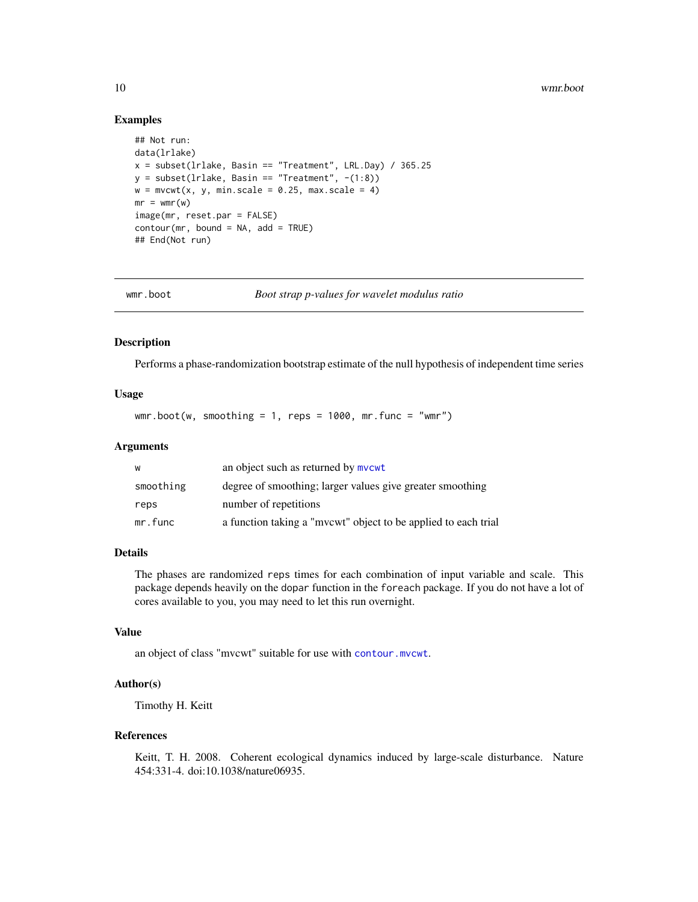### Examples

```
## Not run:
data(lrlake)
x = subset(lrlake, Basin == "Treatment", LRL.Day) / 365.25
y = subset(lrlake, Basin == "Treatment", -(1:8))
w = mvcwt(x, y, min.scale = 0.25, max.scale = 4)
mr = wmr(w)
image(mr, reset.par = FALSE)
contour(mr, bound = NA, add = TRUE)
## End(Not run)
```

---

## wmr.boot — *Boot strap p-values for wavelet modulus ratio*

---

### Description

Performs a phase-randomization bootstrap estimate of the null hypothesis of independent time series

### Usage

```
wmr.boot(w, smoothing = 1, reps = 1000, mr.func = "wmr")
```

### Arguments

| | |
|---|---|
| w | an object such as returned by mvcwt |
| smoothing | degree of smoothing; larger values give greater smoothing |
| reps | number of repetitions |
| mr.func | a function taking a "mvcwt" object to be applied to each trial |

### Details

The phases are randomized reps times for each combination of input variable and scale. This package depends heavily on the dopar function in the foreach package. If you do not have a lot of cores available to you, you may need to let this run overnight.

### Value

an object of class "mvcwt" suitable for use with contour.mvcwt.

### Author(s)

Timothy H. Keitt

### References

Keitt, T. H. 2008. Coherent ecological dynamics induced by large-scale disturbance. Nature 454:331-4. doi:10.1038/nature06935.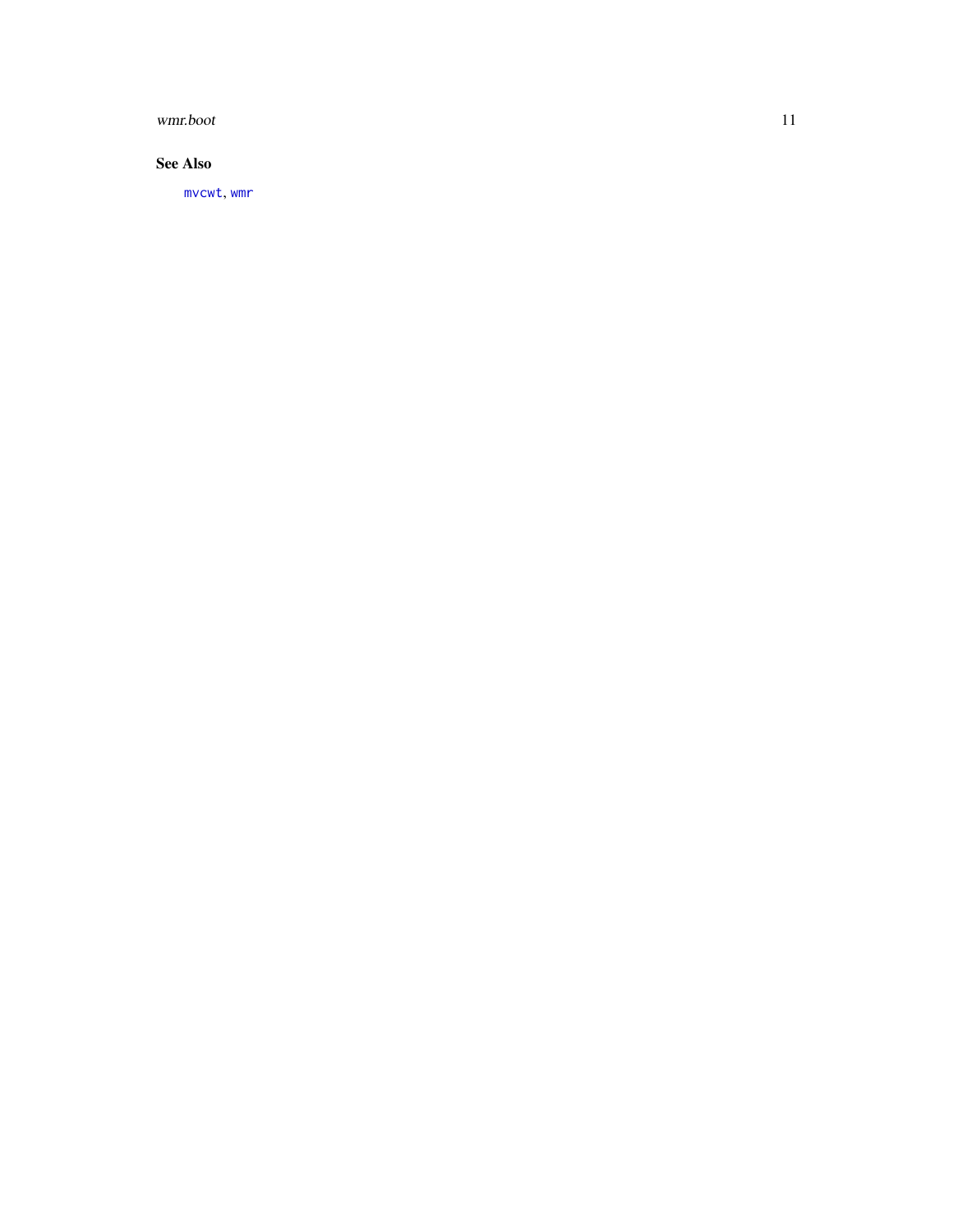### See Also

`mvcwt`, `wmr`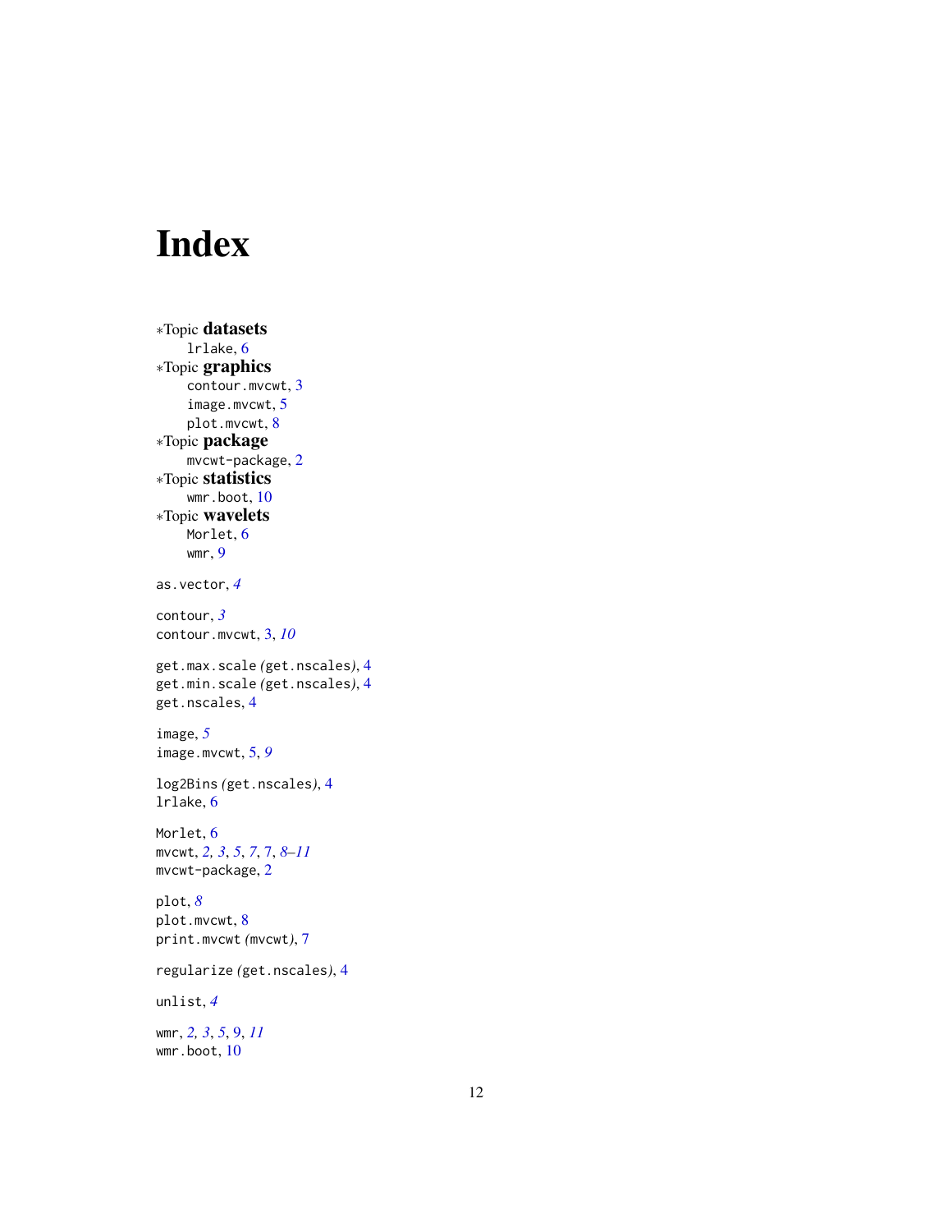# Index

∗Topic **datasets**
  lrlake, 6
∗Topic **graphics**
  contour.mvcwt, 3
  image.mvcwt, 5
  plot.mvcwt, 8
∗Topic **package**
  mvcwt-package, 2
∗Topic **statistics**
  wmr.boot, 10
∗Topic **wavelets**
  Morlet, 6
  wmr, 9

as.vector, *4*

contour, *3*
contour.mvcwt, 3, *10*

get.max.scale *(*get.nscales*)*, 4
get.min.scale *(*get.nscales*)*, 4
get.nscales, 4

image, *5*
image.mvcwt, 5, *9*

log2Bins *(*get.nscales*)*, 4
lrlake, 6

Morlet, 6
mvcwt, *2, 3*, *5*, *7*, 7, *8–11*
mvcwt-package, 2

plot, *8*
plot.mvcwt, 8
print.mvcwt *(*mvcwt*)*, 7

regularize *(*get.nscales*)*, 4

unlist, *4*

wmr, *2, 3*, *5*, 9, *11*
wmr.boot, 10